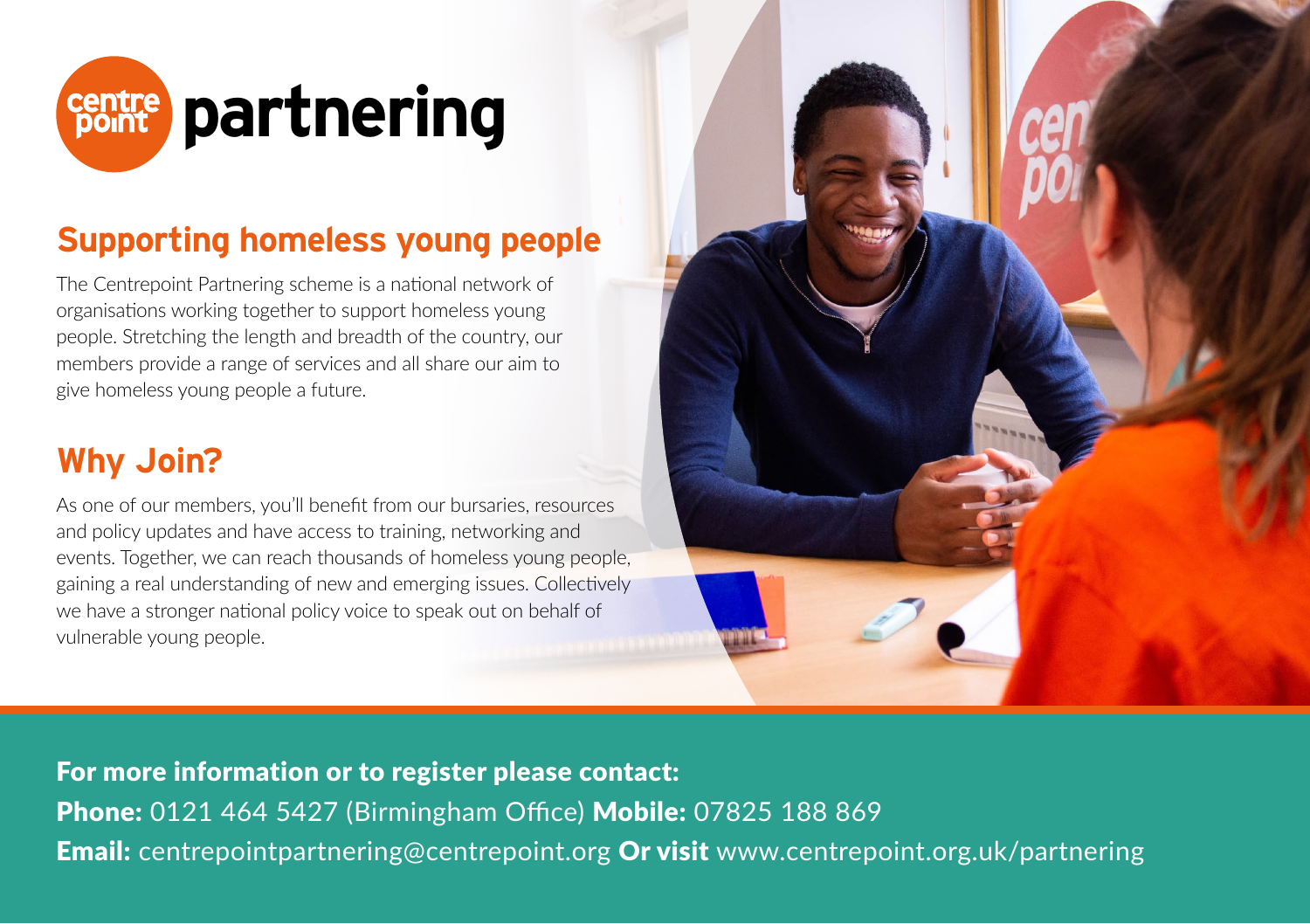# centre point partnering

## Supporting homeless young people

The Centrepoint Partnering scheme is a national network of organisations working together to support homeless young people. Stretching the length and breadth of the country, our members provide a range of services and all share our aim to give homeless young people a future.

## Why Join?

As one of our members, you'll benefit from our bursaries, resources and policy updates and have access to training, networking and events. Together, we can reach thousands of homeless young people, gaining a real understanding of new and emerging issues. Collectively we have a stronger national policy voice to speak out on behalf of vulnerable young people.

**For more information or to register please contact:**

**Phone:** 0121 464 5427 (Birmingham Office) **Mobile:** 07825 188 869

**Email:** centrepointpartnering@centrepoint.org **Or visit** www.centrepoint.org.uk/partnering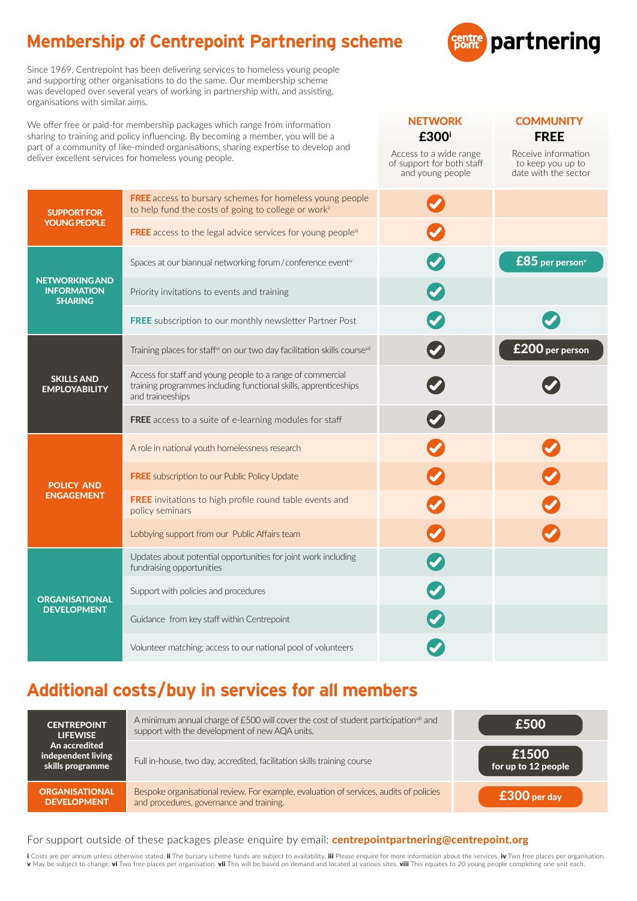# Membership of Centrepoint Partnering scheme

centre point **partnering**

Since 1969, Centrepoint has been delivering services to homeless young people and supporting other organisations to do the same. Our membership scheme was developed over several years of working in partnership with, and assisting, organisations with similar aims.

We offer free or paid-for membership packages which range from information sharing to training and policy influencing. By becoming a member, you will be a part of a community of like-minded organisations, sharing expertise to develop and deliver excellent services for homeless young people.

| | | **NETWORK £300**[i] Access to a wide range of support for both staff and young people | **COMMUNITY FREE** Receive information to keep you up to date with the sector |
|---|---|---|---|
| **SUPPORT FOR YOUNG PEOPLE** | **FREE** access to bursary schemes for homeless young people to help fund the costs of going to college or work[ii] | ✔ | |
| | **FREE** access to the legal advice services for young people[iii] | ✔ | |
| **NETWORKING AND INFORMATION SHARING** | Spaces at our biannual networking forum/conference event[iv] | ✔ | £85 per person[v] |
| | Priority invitations to events and training | ✔ | |
| | **FREE** subscription to our monthly newsletter Partner Post | ✔ | ✔ |
| **SKILLS AND EMPLOYABILITY** | Training places for staff[vi] on our two day facilitation skills course[vii] | ✔ | £200 per person |
| | Access for staff and young people to a range of commercial training programmes including functional skills, apprenticeships and traineeships | ✔ | ✔ |
| | **FREE** access to a suite of e-learning modules for staff | ✔ | |
| **POLICY AND ENGAGEMENT** | A role in national youth homelessness research | ✔ | ✔ |
| | **FREE** subscription to our Public Policy Update | ✔ | ✔ |
| | **FREE** invitations to high profile round table events and policy seminars | ✔ | ✔ |
| | Lobbying support from our Public Affairs team | ✔ | ✔ |
| **ORGANISATIONAL DEVELOPMENT** | Updates about potential opportunities for joint work including fundraising opportunities | ✔ | |
| | Support with policies and procedures | ✔ | |
| | Guidance from key staff within Centrepoint | ✔ | |
| | Volunteer matching: access to our national pool of volunteers | ✔ | |

## Additional costs/buy in services for all members

| | | |
|---|---|---|
| **CENTREPOINT LIFEWISE** An accredited independent living skills programme | A minimum annual charge of £500 will cover the cost of student participation[viii] and support with the development of new AQA units. | £500 |
| | Full in-house, two day, accredited, facilitation skills training course | £1500 for up to 12 people |
| **ORGANISATIONAL DEVELOPMENT** | Bespoke organisational review. For example, evaluation of services, audits of policies and procedures, governance and training. | £300 per day |

For support outside of these packages please enquire by email: **centrepointpartnering@centrepoint.org**

**i** Costs are per annum unless otherwise stated. **ii** The bursary scheme funds are subject to availability. **iii** Please enquire for more information about the services. **iv** Two free places per organisation. **v** May be subject to change. **vi** Two free places per organisation. **vii** This will be based on demand and located at various sites. **viii** This equates to 20 young people completing one unit each.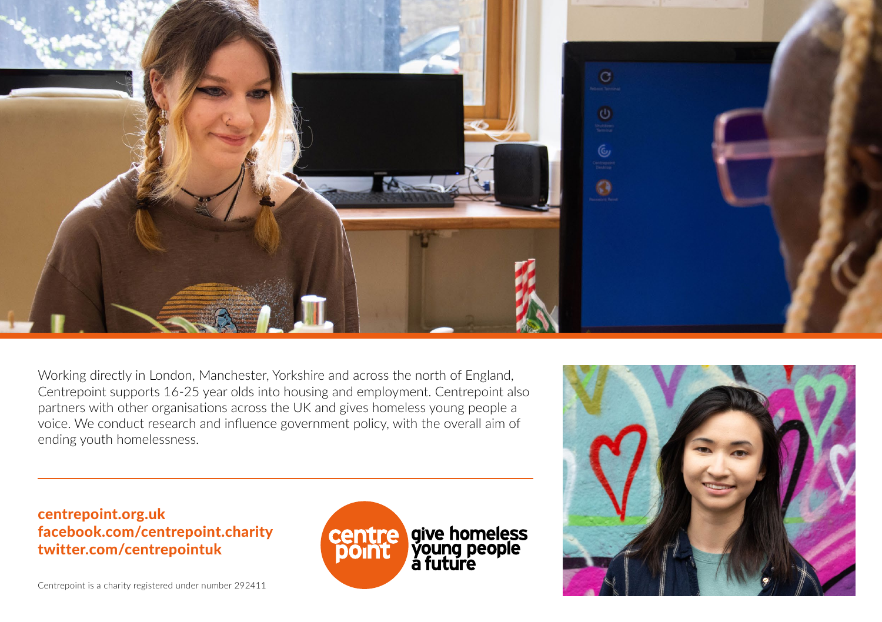Working directly in London, Manchester, Yorkshire and across the north of England, Centrepoint supports 16-25 year olds into housing and employment. Centrepoint also partners with other organisations across the UK and gives homeless young people a voice. We conduct research and influence government policy, with the overall aim of ending youth homelessness.

**centrepoint.org.uk**
**facebook.com/centrepoint.charity**
**twitter.com/centrepointuk**

centre point — give homeless young people a future

Centrepoint is a charity registered under number 292411